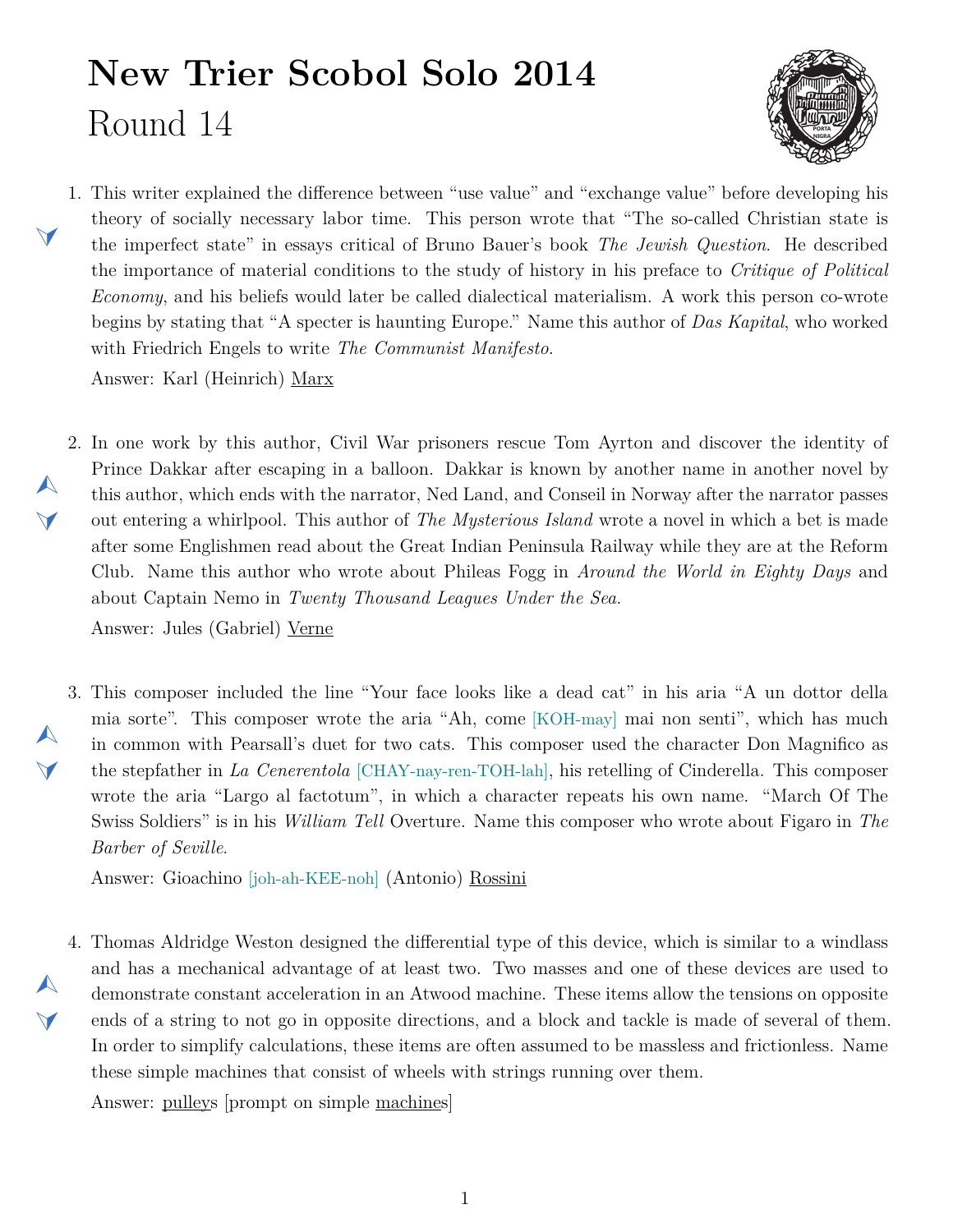# New Trier Scobol Solo 2014

## Round 14

1. This writer explained the difference between "use value" and "exchange value" before developing his theory of socially necessary labor time. This person wrote that "The so-called Christian state is the imperfect state" in essays critical of Bruno Bauer's book *The Jewish Question*. He described the importance of material conditions to the study of history in his preface to *Critique of Political Economy*, and his beliefs would later be called dialectical materialism. A work this person co-wrote begins by stating that "A specter is haunting Europe." Name this author of *Das Kapital*, who worked with Friedrich Engels to write *The Communist Manifesto*.

   Answer: Karl (Heinrich) Marx

2. In one work by this author, Civil War prisoners rescue Tom Ayrton and discover the identity of Prince Dakkar after escaping in a balloon. Dakkar is known by another name in another novel by this author, which ends with the narrator, Ned Land, and Conseil in Norway after the narrator passes out entering a whirlpool. This author of *The Mysterious Island* wrote a novel in which a bet is made after some Englishmen read about the Great Indian Peninsula Railway while they are at the Reform Club. Name this author who wrote about Phileas Fogg in *Around the World in Eighty Days* and about Captain Nemo in *Twenty Thousand Leagues Under the Sea*.

   Answer: Jules (Gabriel) Verne

3. This composer included the line "Your face looks like a dead cat" in his aria "A un dottor della mia sorte". This composer wrote the aria "Ah, come [KOH-may] mai non senti", which has much in common with Pearsall's duet for two cats. This composer used the character Don Magnifico as the stepfather in *La Cenerentola* [CHAY-nay-ren-TOH-lah], his retelling of Cinderella. This composer wrote the aria "Largo al factotum", in which a character repeats his own name. "March Of The Swiss Soldiers" is in his *William Tell* Overture. Name this composer who wrote about Figaro in *The Barber of Seville*.

   Answer: Gioachino [joh-ah-KEE-noh] (Antonio) Rossini

4. Thomas Aldridge Weston designed the differential type of this device, which is similar to a windlass and has a mechanical advantage of at least two. Two masses and one of these devices are used to demonstrate constant acceleration in an Atwood machine. These items allow the tensions on opposite ends of a string to not go in opposite directions, and a block and tackle is made of several of them. In order to simplify calculations, these items are often assumed to be massless and frictionless. Name these simple machines that consist of wheels with strings running over them.

   Answer: pulleys [prompt on simple machines]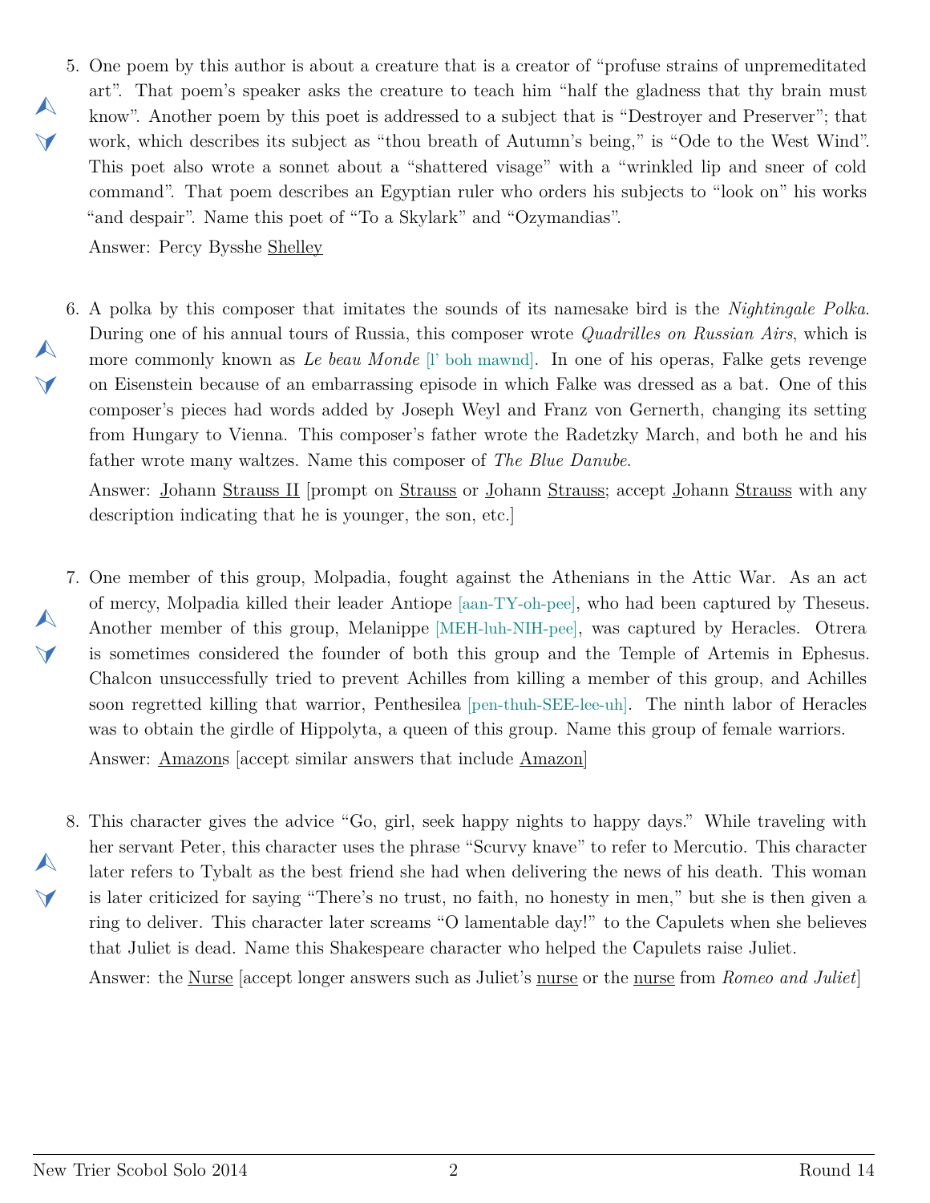5. One poem by this author is about a creature that is a creator of "profuse strains of unpremeditated art". That poem's speaker asks the creature to teach him "half the gladness that thy brain must know". Another poem by this poet is addressed to a subject that is "Destroyer and Preserver"; that work, which describes its subject as "thou breath of Autumn's being," is "Ode to the West Wind". This poet also wrote a sonnet about a "shattered visage" with a "wrinkled lip and sneer of cold command". That poem describes an Egyptian ruler who orders his subjects to "look on" his works "and despair". Name this poet of "To a Skylark" and "Ozymandias".

   Answer: Percy Bysshe <u>Shelley</u>

6. A polka by this composer that imitates the sounds of its namesake bird is the *Nightingale Polka*. During one of his annual tours of Russia, this composer wrote *Quadrilles on Russian Airs*, which is more commonly known as *Le beau Monde* [l' boh mawnd]. In one of his operas, Falke gets revenge on Eisenstein because of an embarrassing episode in which Falke was dressed as a bat. One of this composer's pieces had words added by Joseph Weyl and Franz von Gernerth, changing its setting from Hungary to Vienna. This composer's father wrote the Radetzky March, and both he and his father wrote many waltzes. Name this composer of *The Blue Danube*.

   Answer: <u>J</u>ohann <u>Strauss II</u> [prompt on <u>Strauss</u> or <u>J</u>ohann <u>Strauss</u>; accept <u>J</u>ohann <u>Strauss</u> with any description indicating that he is younger, the son, etc.]

7. One member of this group, Molpadia, fought against the Athenians in the Attic War. As an act of mercy, Molpadia killed their leader Antiope [aan-TY-oh-pee], who had been captured by Theseus. Another member of this group, Melanippe [MEH-luh-NIH-pee], was captured by Heracles. Otrera is sometimes considered the founder of both this group and the Temple of Artemis in Ephesus. Chalcon unsuccessfully tried to prevent Achilles from killing a member of this group, and Achilles soon regretted killing that warrior, Penthesilea [pen-thuh-SEE-lee-uh]. The ninth labor of Heracles was to obtain the girdle of Hippolyta, a queen of this group. Name this group of female warriors.

   Answer: <u>Amazon</u>s [accept similar answers that include <u>Amazon</u>]

8. This character gives the advice "Go, girl, seek happy nights to happy days." While traveling with her servant Peter, this character uses the phrase "Scurvy knave" to refer to Mercutio. This character later refers to Tybalt as the best friend she had when delivering the news of his death. This woman is later criticized for saying "There's no trust, no faith, no honesty in men," but she is then given a ring to deliver. This character later screams "O lamentable day!" to the Capulets when she believes that Juliet is dead. Name this Shakespeare character who helped the Capulets raise Juliet.

   Answer: the <u>Nurse</u> [accept longer answers such as Juliet's <u>nurse</u> or the <u>nurse</u> from *Romeo and Juliet*]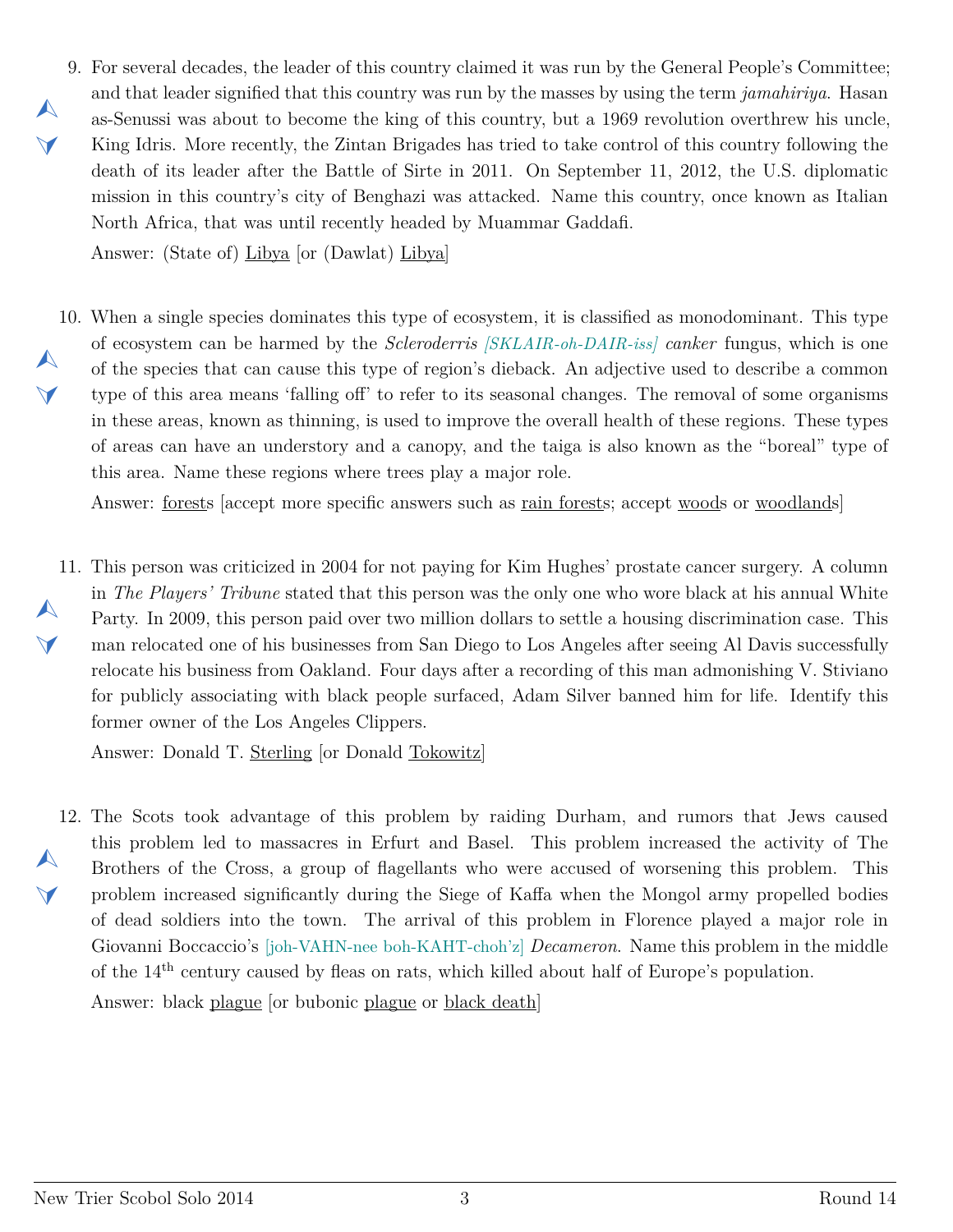9. For several decades, the leader of this country claimed it was run by the General People's Committee; and that leader signified that this country was run by the masses by using the term *jamahiriya*. Hasan as-Senussi was about to become the king of this country, but a 1969 revolution overthrew his uncle, King Idris. More recently, the Zintan Brigades has tried to take control of this country following the death of its leader after the Battle of Sirte in 2011. On September 11, 2012, the U.S. diplomatic mission in this country's city of Benghazi was attacked. Name this country, once known as Italian North Africa, that was until recently headed by Muammar Gaddafi.

   Answer: (State of) Libya [or (Dawlat) Libya]

10. When a single species dominates this type of ecosystem, it is classified as monodominant. This type of ecosystem can be harmed by the *Scleroderris [SKLAIR-oh-DAIR-iss] canker* fungus, which is one of the species that can cause this type of region's dieback. An adjective used to describe a common type of this area means 'falling off' to refer to its seasonal changes. The removal of some organisms in these areas, known as thinning, is used to improve the overall health of these regions. These types of areas can have an understory and a canopy, and the taiga is also known as the "boreal" type of this area. Name these regions where trees play a major role.

    Answer: forests [accept more specific answers such as rain forests; accept woods or woodlands]

11. This person was criticized in 2004 for not paying for Kim Hughes' prostate cancer surgery. A column in *The Players' Tribune* stated that this person was the only one who wore black at his annual White Party. In 2009, this person paid over two million dollars to settle a housing discrimination case. This man relocated one of his businesses from San Diego to Los Angeles after seeing Al Davis successfully relocate his business from Oakland. Four days after a recording of this man admonishing V. Stiviano for publicly associating with black people surfaced, Adam Silver banned him for life. Identify this former owner of the Los Angeles Clippers.

    Answer: Donald T. Sterling [or Donald Tokowitz]

12. The Scots took advantage of this problem by raiding Durham, and rumors that Jews caused this problem led to massacres in Erfurt and Basel. This problem increased the activity of The Brothers of the Cross, a group of flagellants who were accused of worsening this problem. This problem increased significantly during the Siege of Kaffa when the Mongol army propelled bodies of dead soldiers into the town. The arrival of this problem in Florence played a major role in Giovanni Boccaccio's [joh-VAHN-nee boh-KAHT-choh'z] *Decameron*. Name this problem in the middle of the 14th century caused by fleas on rats, which killed about half of Europe's population.

    Answer: black plague [or bubonic plague or black death]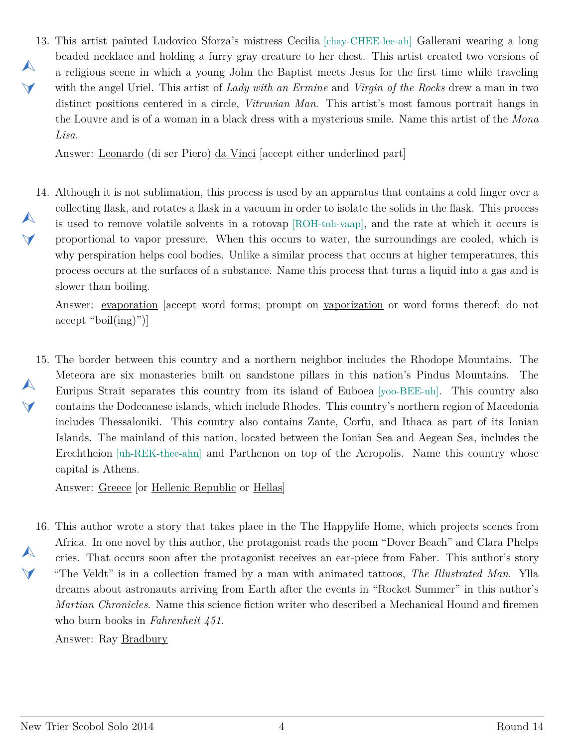13. This artist painted Ludovico Sforza's mistress Cecilia [chay-CHEE-lee-ah] Gallerani wearing a long beaded necklace and holding a furry gray creature to her chest. This artist created two versions of a religious scene in which a young John the Baptist meets Jesus for the first time while traveling with the angel Uriel. This artist of *Lady with an Ermine* and *Virgin of the Rocks* drew a man in two distinct positions centered in a circle, *Vitruvian Man*. This artist's most famous portrait hangs in the Louvre and is of a woman in a black dress with a mysterious smile. Name this artist of the *Mona Lisa*.

    Answer: <u>Leonardo</u> (di ser Piero) <u>da Vinci</u> [accept either underlined part]

14. Although it is not sublimation, this process is used by an apparatus that contains a cold finger over a collecting flask, and rotates a flask in a vacuum in order to isolate the solids in the flask. This process is used to remove volatile solvents in a rotovap [ROH-toh-vaap], and the rate at which it occurs is proportional to vapor pressure. When this occurs to water, the surroundings are cooled, which is why perspiration helps cool bodies. Unlike a similar process that occurs at higher temperatures, this process occurs at the surfaces of a substance. Name this process that turns a liquid into a gas and is slower than boiling.

    Answer: <u>evaporation</u> [accept word forms; prompt on <u>vaporization</u> or word forms thereof; do not accept "boil(ing)"]

15. The border between this country and a northern neighbor includes the Rhodope Mountains. The Meteora are six monasteries built on sandstone pillars in this nation's Pindus Mountains. The Euripus Strait separates this country from its island of Euboea [yoo-BEE-uh]. This country also contains the Dodecanese islands, which include Rhodes. This country's northern region of Macedonia includes Thessaloniki. This country also contains Zante, Corfu, and Ithaca as part of its Ionian Islands. The mainland of this nation, located between the Ionian Sea and Aegean Sea, includes the Erechtheion [uh-REK-thee-ahn] and Parthenon on top of the Acropolis. Name this country whose capital is Athens.

    Answer: <u>Greece</u> [or <u>Hellenic Republic</u> or <u>Hellas</u>]

16. This author wrote a story that takes place in the The Happylife Home, which projects scenes from Africa. In one novel by this author, the protagonist reads the poem "Dover Beach" and Clara Phelps cries. That occurs soon after the protagonist receives an ear-piece from Faber. This author's story "The Veldt" is in a collection framed by a man with animated tattoos, *The Illustrated Man*. Ylla dreams about astronauts arriving from Earth after the events in "Rocket Summer" in this author's *Martian Chronicles*. Name this science fiction writer who described a Mechanical Hound and firemen who burn books in *Fahrenheit 451*.

    Answer: Ray <u>Bradbury</u>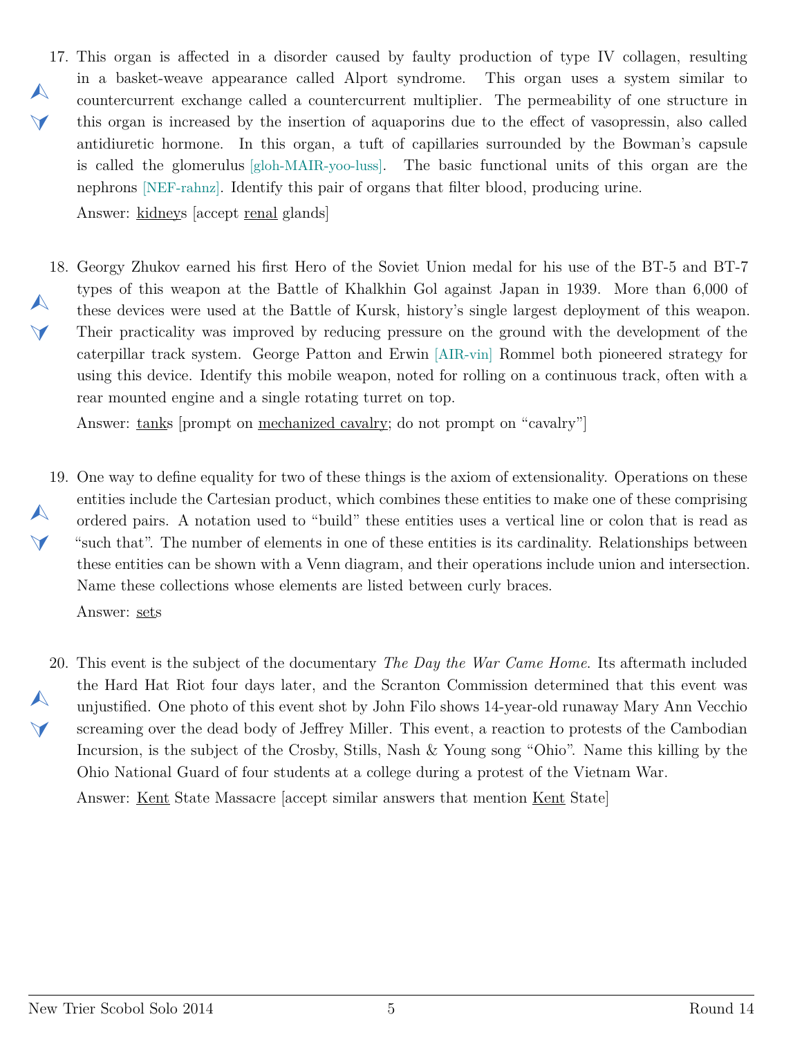17. This organ is affected in a disorder caused by faulty production of type IV collagen, resulting in a basket-weave appearance called Alport syndrome. This organ uses a system similar to countercurrent exchange called a countercurrent multiplier. The permeability of one structure in this organ is increased by the insertion of aquaporins due to the effect of vasopressin, also called antidiuretic hormone. In this organ, a tuft of capillaries surrounded by the Bowman's capsule is called the glomerulus [gloh-MAIR-yoo-luss]. The basic functional units of this organ are the nephrons [NEF-rahnz]. Identify this pair of organs that filter blood, producing urine.

    Answer: <u>kidney</u>s [accept <u>renal</u> glands]

18. Georgy Zhukov earned his first Hero of the Soviet Union medal for his use of the BT-5 and BT-7 types of this weapon at the Battle of Khalkhin Gol against Japan in 1939. More than 6,000 of these devices were used at the Battle of Kursk, history's single largest deployment of this weapon. Their practicality was improved by reducing pressure on the ground with the development of the caterpillar track system. George Patton and Erwin [AIR-vin] Rommel both pioneered strategy for using this device. Identify this mobile weapon, noted for rolling on a continuous track, often with a rear mounted engine and a single rotating turret on top.

    Answer: <u>tank</u>s [prompt on <u>mechanized cavalry</u>; do not prompt on "cavalry"]

19. One way to define equality for two of these things is the axiom of extensionality. Operations on these entities include the Cartesian product, which combines these entities to make one of these comprising ordered pairs. A notation used to "build" these entities uses a vertical line or colon that is read as "such that". The number of elements in one of these entities is its cardinality. Relationships between these entities can be shown with a Venn diagram, and their operations include union and intersection. Name these collections whose elements are listed between curly braces.

    Answer: <u>set</u>s

20. This event is the subject of the documentary *The Day the War Came Home*. Its aftermath included the Hard Hat Riot four days later, and the Scranton Commission determined that this event was unjustified. One photo of this event shot by John Filo shows 14-year-old runaway Mary Ann Vecchio screaming over the dead body of Jeffrey Miller. This event, a reaction to protests of the Cambodian Incursion, is the subject of the Crosby, Stills, Nash & Young song "Ohio". Name this killing by the Ohio National Guard of four students at a college during a protest of the Vietnam War.

    Answer: <u>Kent</u> State Massacre [accept similar answers that mention <u>Kent</u> State]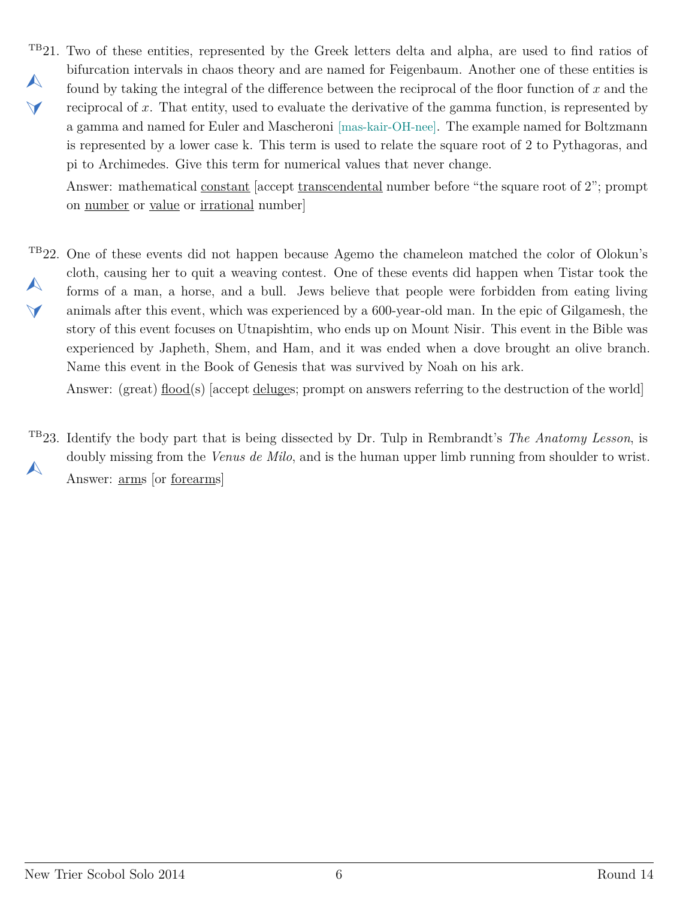[TB]21. Two of these entities, represented by the Greek letters delta and alpha, are used to find ratios of bifurcation intervals in chaos theory and are named for Feigenbaum. Another one of these entities is found by taking the integral of the difference between the reciprocal of the floor function of $x$ and the reciprocal of $x$. That entity, used to evaluate the derivative of the gamma function, is represented by a gamma and named for Euler and Mascheroni [mas-kair-OH-nee]. The example named for Boltzmann is represented by a lower case k. This term is used to relate the square root of 2 to Pythagoras, and pi to Archimedes. Give this term for numerical values that never change.

Answer: mathematical <u>constant</u> [accept <u>transcendental</u> number before "the square root of 2"; prompt on <u>number</u> or <u>value</u> or <u>irrational</u> number]

[TB]22. One of these events did not happen because Agemo the chameleon matched the color of Olokun's cloth, causing her to quit a weaving contest. One of these events did happen when Tistar took the forms of a man, a horse, and a bull. Jews believe that people were forbidden from eating living animals after this event, which was experienced by a 600-year-old man. In the epic of Gilgamesh, the story of this event focuses on Utnapishtim, who ends up on Mount Nisir. This event in the Bible was experienced by Japheth, Shem, and Ham, and it was ended when a dove brought an olive branch. Name this event in the Book of Genesis that was survived by Noah on his ark.

Answer: (great) <u>flood</u>(s) [accept <u>deluge</u>s; prompt on answers referring to the destruction of the world]

[TB]23. Identify the body part that is being dissected by Dr. Tulp in Rembrandt's *The Anatomy Lesson*, is doubly missing from the *Venus de Milo*, and is the human upper limb running from shoulder to wrist.

Answer: <u>arm</u>s [or <u>forearm</u>s]